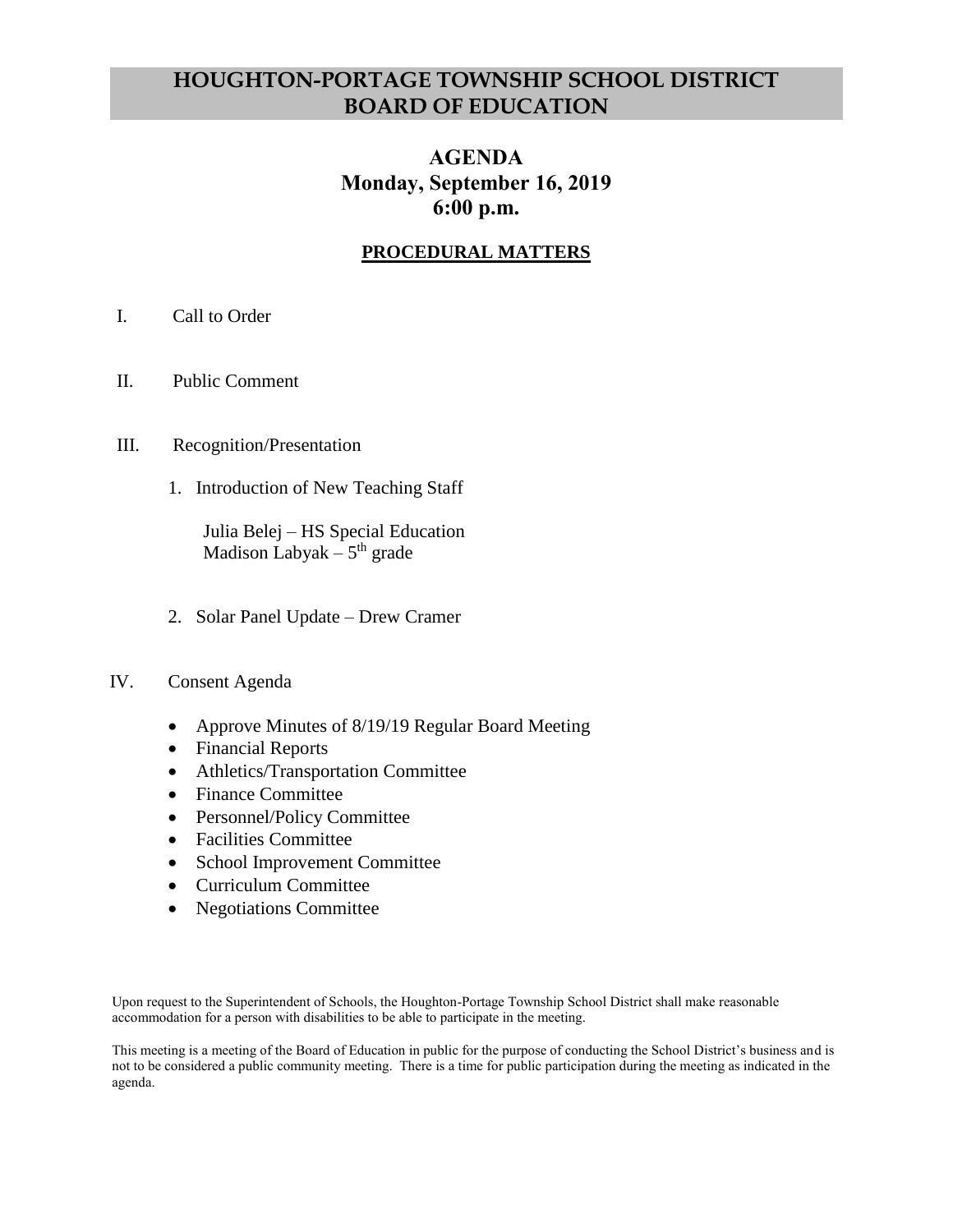# HOUGHTON-PORTAGE TOWNSHIP SCHOOL DISTRICT BOARD OF EDUCATION

## AGENDA
## Monday, September 16, 2019
## 6:00 p.m.

### PROCEDURAL MATTERS

I. Call to Order

II. Public Comment

III. Recognition/Presentation

1. Introduction of New Teaching Staff

   Julia Belej – HS Special Education
   Madison Labyak – 5th grade

2. Solar Panel Update – Drew Cramer

IV. Consent Agenda

- Approve Minutes of 8/19/19 Regular Board Meeting
- Financial Reports
- Athletics/Transportation Committee
- Finance Committee
- Personnel/Policy Committee
- Facilities Committee
- School Improvement Committee
- Curriculum Committee
- Negotiations Committee

Upon request to the Superintendent of Schools, the Houghton-Portage Township School District shall make reasonable accommodation for a person with disabilities to be able to participate in the meeting.

This meeting is a meeting of the Board of Education in public for the purpose of conducting the School District's business and is not to be considered a public community meeting. There is a time for public participation during the meeting as indicated in the agenda.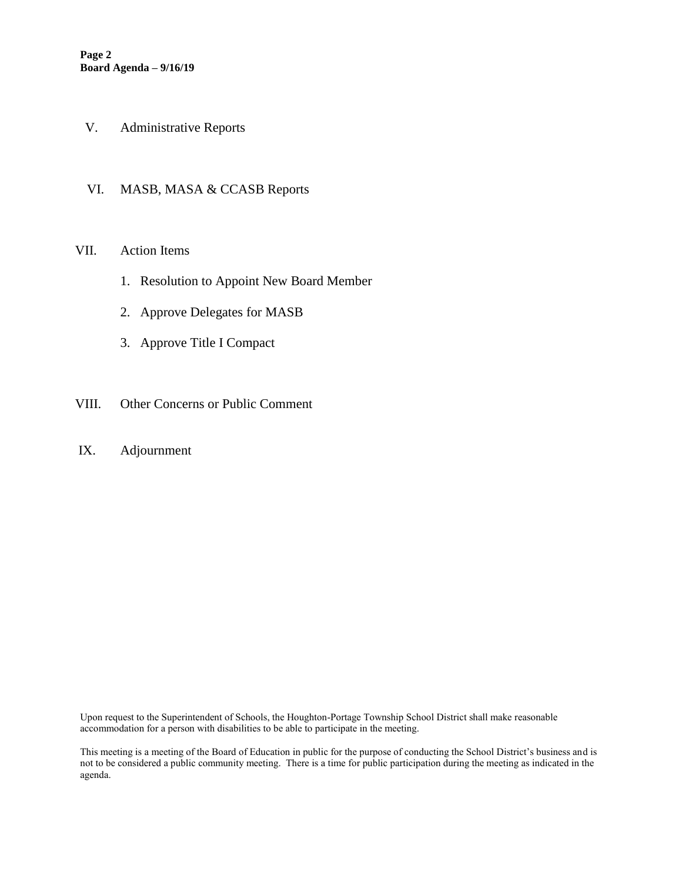V. Administrative Reports

VI. MASB, MASA & CCASB Reports

VII. Action Items

1. Resolution to Appoint New Board Member
2. Approve Delegates for MASB
3. Approve Title I Compact

VIII. Other Concerns or Public Comment

IX. Adjournment

Upon request to the Superintendent of Schools, the Houghton-Portage Township School District shall make reasonable accommodation for a person with disabilities to be able to participate in the meeting.

This meeting is a meeting of the Board of Education in public for the purpose of conducting the School District's business and is not to be considered a public community meeting. There is a time for public participation during the meeting as indicated in the agenda.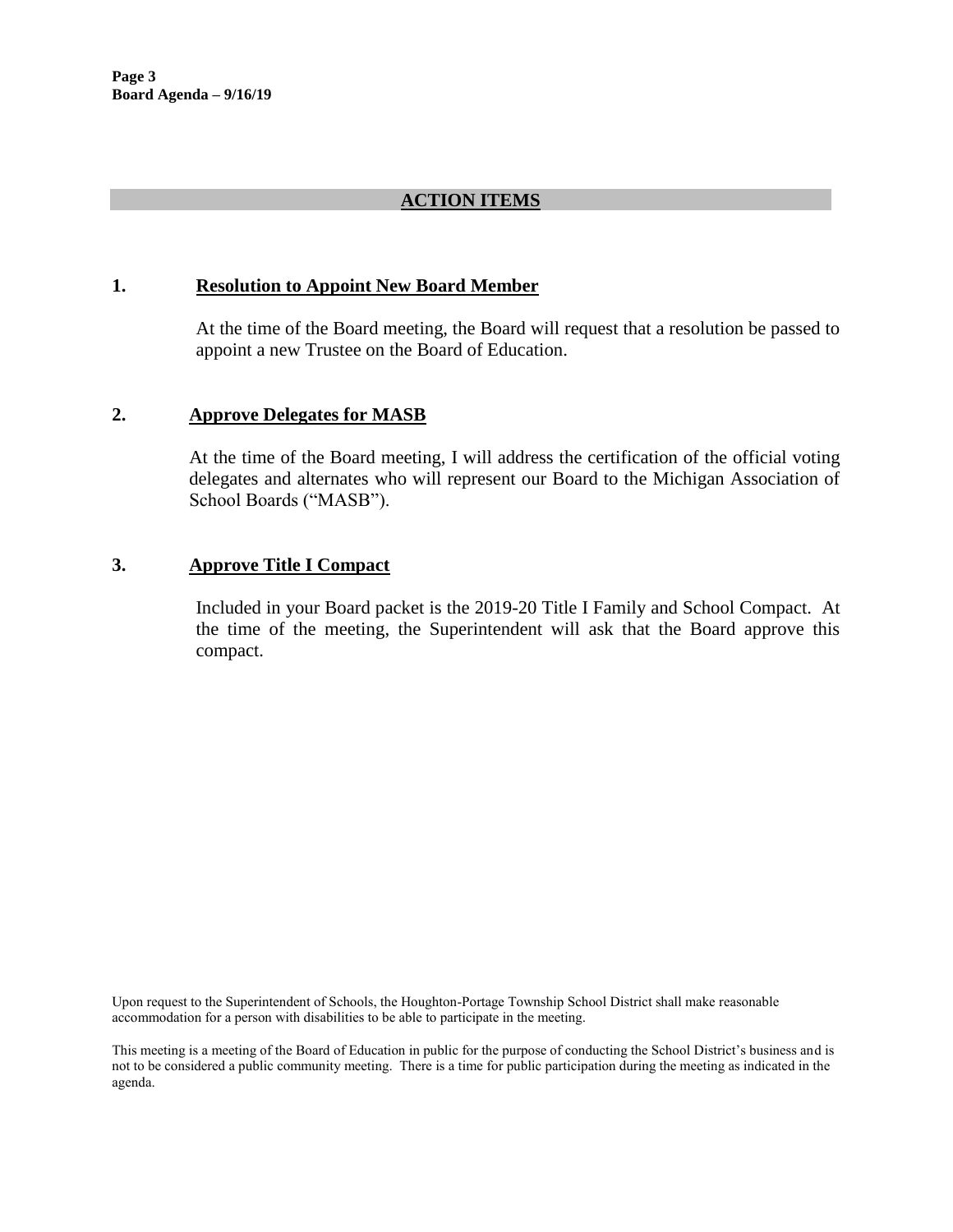## ACTION ITEMS

### 1. Resolution to Appoint New Board Member

At the time of the Board meeting, the Board will request that a resolution be passed to appoint a new Trustee on the Board of Education.

### 2. Approve Delegates for MASB

At the time of the Board meeting, I will address the certification of the official voting delegates and alternates who will represent our Board to the Michigan Association of School Boards ("MASB").

### 3. Approve Title I Compact

Included in your Board packet is the 2019-20 Title I Family and School Compact. At the time of the meeting, the Superintendent will ask that the Board approve this compact.

Upon request to the Superintendent of Schools, the Houghton-Portage Township School District shall make reasonable accommodation for a person with disabilities to be able to participate in the meeting.

This meeting is a meeting of the Board of Education in public for the purpose of conducting the School District's business and is not to be considered a public community meeting. There is a time for public participation during the meeting as indicated in the agenda.